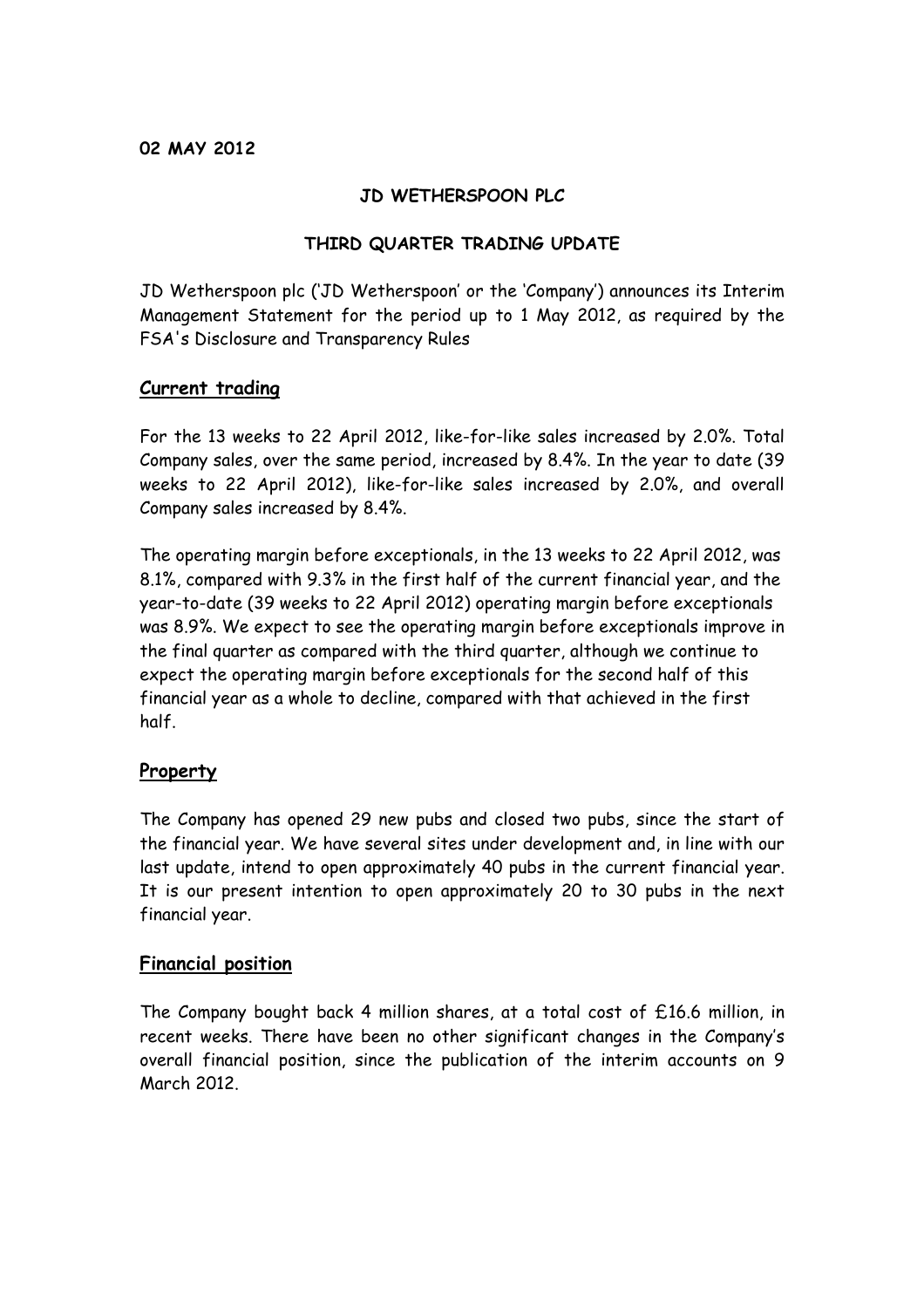**02 MAY 2012**

**JD WETHERSPOON PLC**

**THIRD QUARTER TRADING UPDATE**

JD Wetherspoon plc ('JD Wetherspoon' or the 'Company') announces its Interim Management Statement for the period up to 1 May 2012, as required by the FSA's Disclosure and Transparency Rules

## Current trading

For the 13 weeks to 22 April 2012, like-for-like sales increased by 2.0%. Total Company sales, over the same period, increased by 8.4%. In the year to date (39 weeks to 22 April 2012), like-for-like sales increased by 2.0%, and overall Company sales increased by 8.4%.

The operating margin before exceptionals, in the 13 weeks to 22 April 2012, was 8.1%, compared with 9.3% in the first half of the current financial year, and the year-to-date (39 weeks to 22 April 2012) operating margin before exceptionals was 8.9%. We expect to see the operating margin before exceptionals improve in the final quarter as compared with the third quarter, although we continue to expect the operating margin before exceptionals for the second half of this financial year as a whole to decline, compared with that achieved in the first half.

## Property

The Company has opened 29 new pubs and closed two pubs, since the start of the financial year. We have several sites under development and, in line with our last update, intend to open approximately 40 pubs in the current financial year. It is our present intention to open approximately 20 to 30 pubs in the next financial year.

## Financial position

The Company bought back 4 million shares, at a total cost of £16.6 million, in recent weeks. There have been no other significant changes in the Company's overall financial position, since the publication of the interim accounts on 9 March 2012.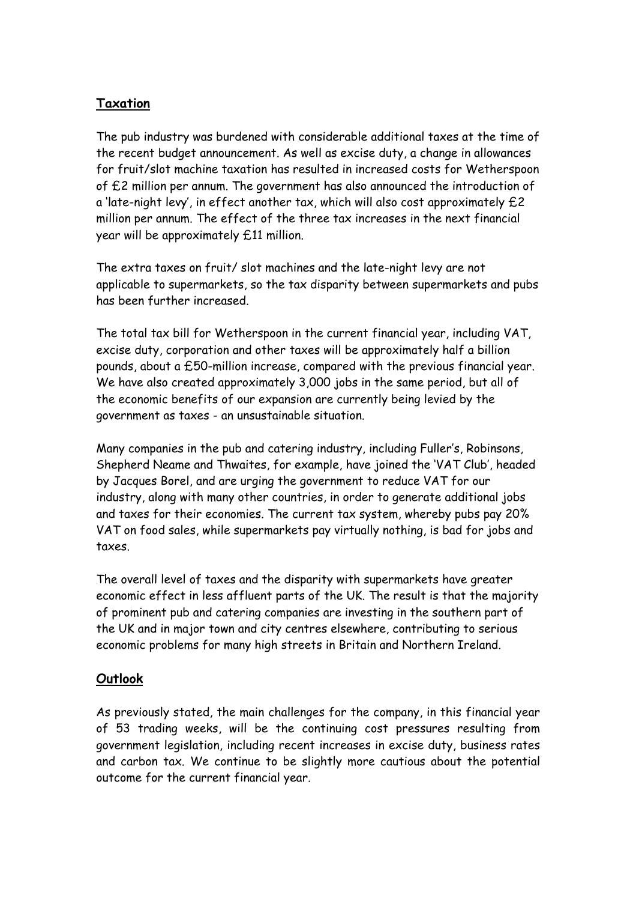## Taxation

The pub industry was burdened with considerable additional taxes at the time of the recent budget announcement. As well as excise duty, a change in allowances for fruit/slot machine taxation has resulted in increased costs for Wetherspoon of £2 million per annum. The government has also announced the introduction of a 'late-night levy', in effect another tax, which will also cost approximately £2 million per annum. The effect of the three tax increases in the next financial year will be approximately £11 million.

The extra taxes on fruit/ slot machines and the late-night levy are not applicable to supermarkets, so the tax disparity between supermarkets and pubs has been further increased.

The total tax bill for Wetherspoon in the current financial year, including VAT, excise duty, corporation and other taxes will be approximately half a billion pounds, about a £50-million increase, compared with the previous financial year. We have also created approximately 3,000 jobs in the same period, but all of the economic benefits of our expansion are currently being levied by the government as taxes - an unsustainable situation.

Many companies in the pub and catering industry, including Fuller's, Robinsons, Shepherd Neame and Thwaites, for example, have joined the 'VAT Club', headed by Jacques Borel, and are urging the government to reduce VAT for our industry, along with many other countries, in order to generate additional jobs and taxes for their economies. The current tax system, whereby pubs pay 20% VAT on food sales, while supermarkets pay virtually nothing, is bad for jobs and taxes.

The overall level of taxes and the disparity with supermarkets have greater economic effect in less affluent parts of the UK. The result is that the majority of prominent pub and catering companies are investing in the southern part of the UK and in major town and city centres elsewhere, contributing to serious economic problems for many high streets in Britain and Northern Ireland.

## Outlook

As previously stated, the main challenges for the company, in this financial year of 53 trading weeks, will be the continuing cost pressures resulting from government legislation, including recent increases in excise duty, business rates and carbon tax. We continue to be slightly more cautious about the potential outcome for the current financial year.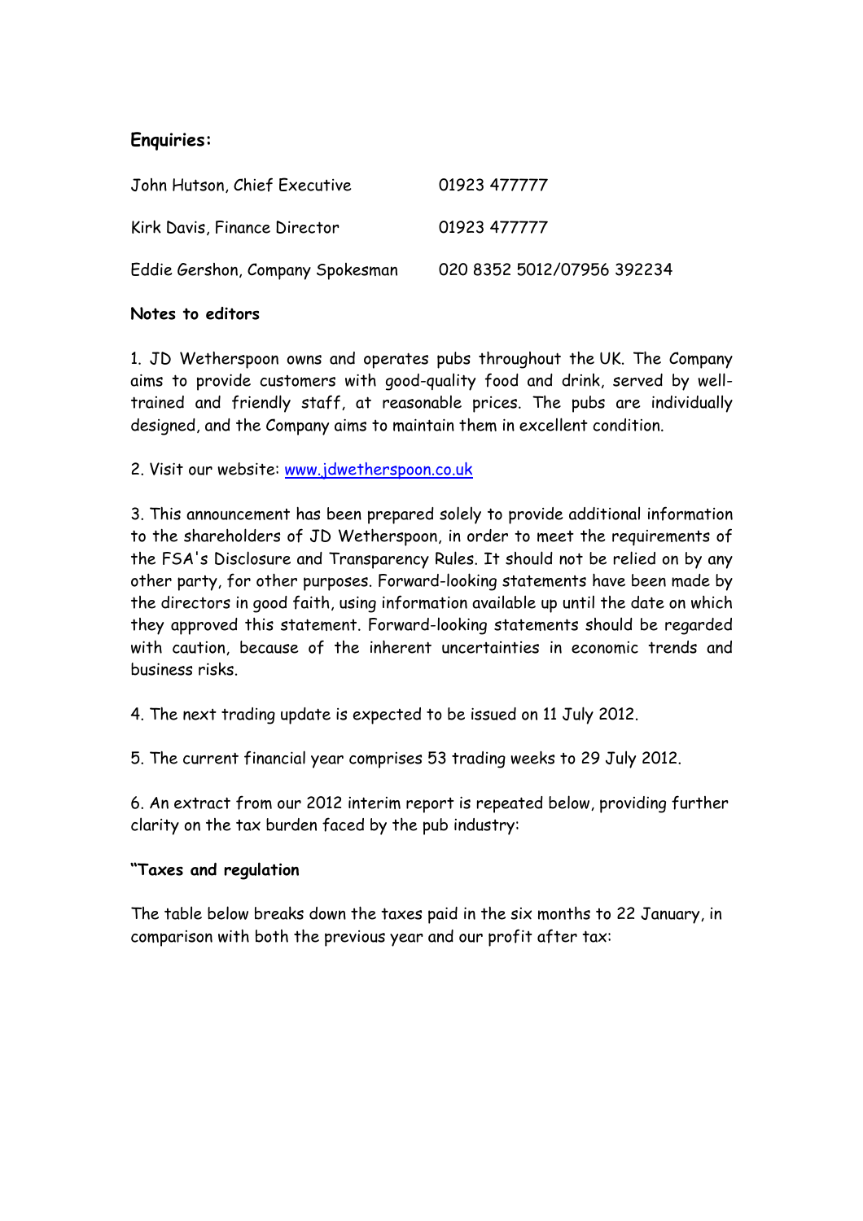## Enquiries:

| | |
|---|---|
| John Hutson, Chief Executive | 01923 477777 |
| Kirk Davis, Finance Director | 01923 477777 |
| Eddie Gershon, Company Spokesman | 020 8352 5012/07956 392234 |

**Notes to editors**

1. JD Wetherspoon owns and operates pubs throughout the UK. The Company aims to provide customers with good-quality food and drink, served by well-trained and friendly staff, at reasonable prices. The pubs are individually designed, and the Company aims to maintain them in excellent condition.

2. Visit our website: [www.jdwetherspoon.co.uk](http://www.jdwetherspoon.co.uk)

3. This announcement has been prepared solely to provide additional information to the shareholders of JD Wetherspoon, in order to meet the requirements of the FSA's Disclosure and Transparency Rules. It should not be relied on by any other party, for other purposes. Forward-looking statements have been made by the directors in good faith, using information available up until the date on which they approved this statement. Forward-looking statements should be regarded with caution, because of the inherent uncertainties in economic trends and business risks.

4. The next trading update is expected to be issued on 11 July 2012.

5. The current financial year comprises 53 trading weeks to 29 July 2012.

6. An extract from our 2012 interim report is repeated below, providing further clarity on the tax burden faced by the pub industry:

**"Taxes and regulation**

The table below breaks down the taxes paid in the six months to 22 January, in comparison with both the previous year and our profit after tax: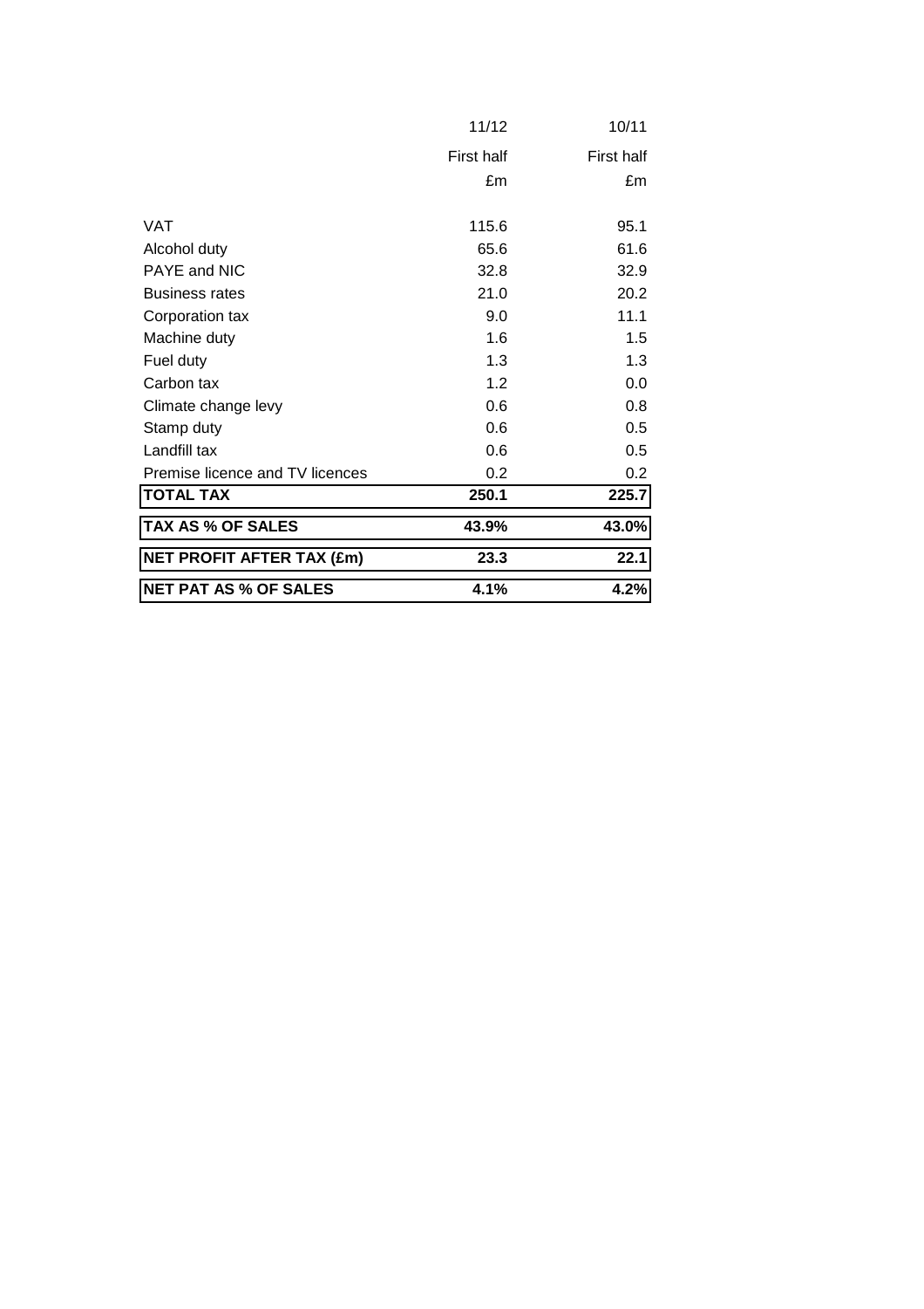| | 11/12 | 10/11 |
|---|---|---|
| | First half | First half |
| | £m | £m |
| VAT | 115.6 | 95.1 |
| Alcohol duty | 65.6 | 61.6 |
| PAYE and NIC | 32.8 | 32.9 |
| Business rates | 21.0 | 20.2 |
| Corporation tax | 9.0 | 11.1 |
| Machine duty | 1.6 | 1.5 |
| Fuel duty | 1.3 | 1.3 |
| Carbon tax | 1.2 | 0.0 |
| Climate change levy | 0.6 | 0.8 |
| Stamp duty | 0.6 | 0.5 |
| Landfill tax | 0.6 | 0.5 |
| Premise licence and TV licences | 0.2 | 0.2 |
| **TOTAL TAX** | **250.1** | **225.7** |
| **TAX AS % OF SALES** | **43.9%** | **43.0%** |
| **NET PROFIT AFTER TAX (£m)** | **23.3** | **22.1** |
| **NET PAT AS % OF SALES** | **4.1%** | **4.2%** |